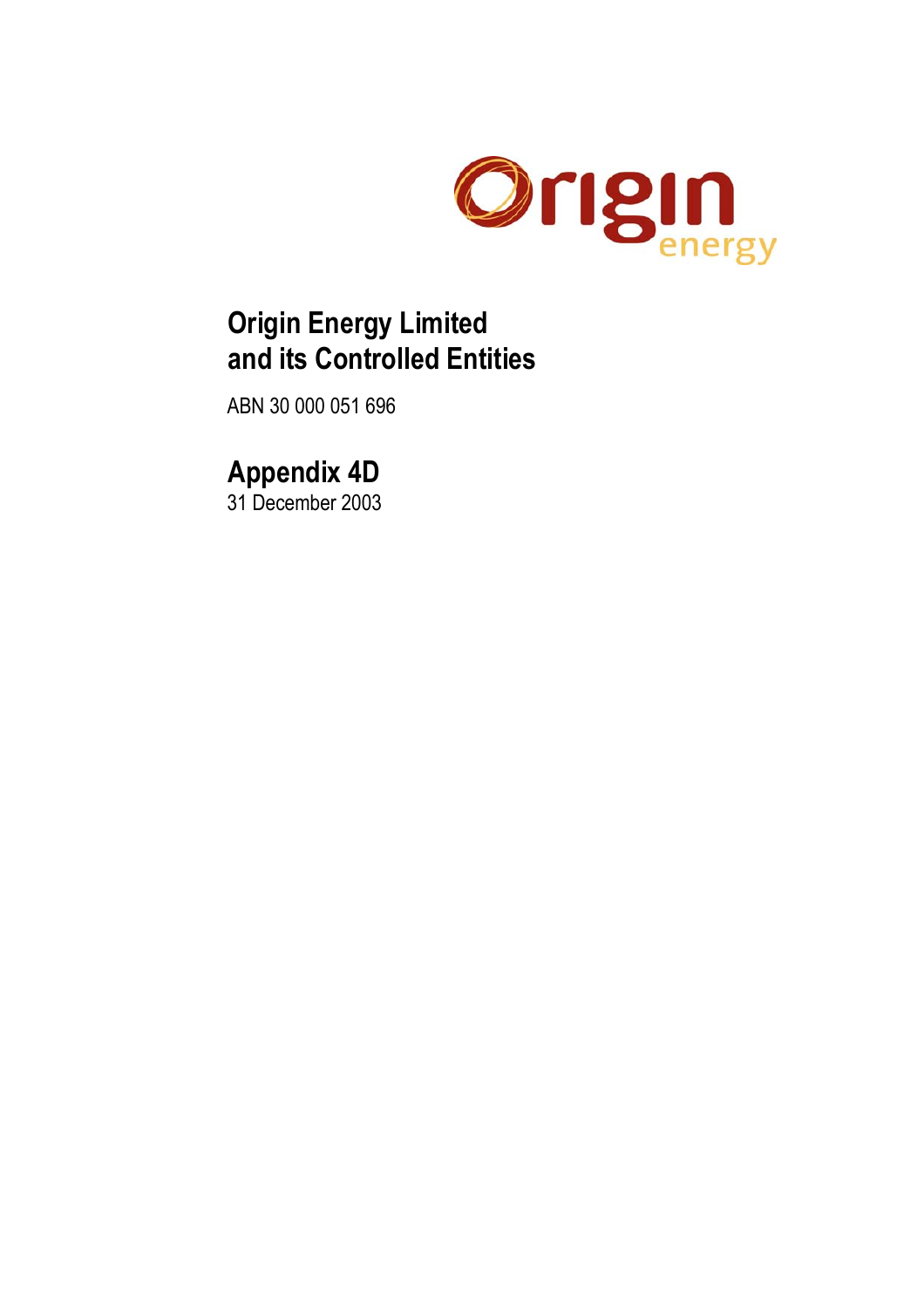# Origin Energy Limited and its Controlled Entities

ABN 30 000 051 696

## Appendix 4D

31 December 2003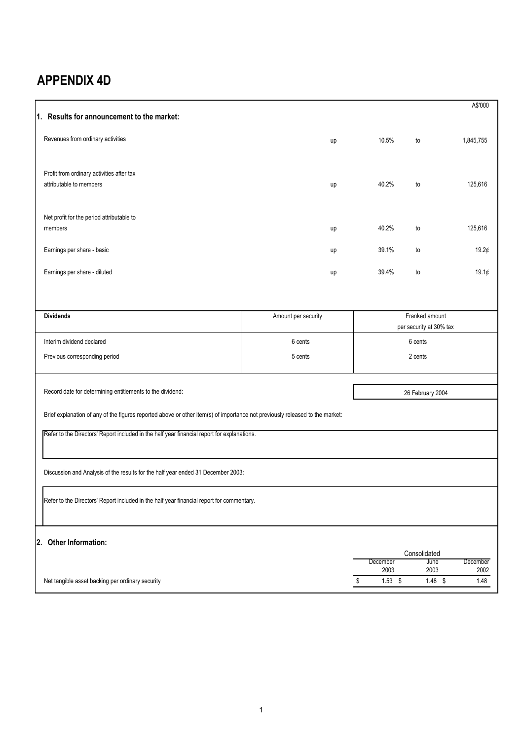# APPENDIX 4D

## 1. Results for announcement to the market:

| | | | | A$'000 |
|---|---|---|---|---|
| Revenues from ordinary activities | up | 10.5% | to | 1,845,755 |
| Profit from ordinary activities after tax attributable to members | up | 40.2% | to | 125,616 |
| Net profit for the period attributable to members | up | 40.2% | to | 125,616 |
| Earnings per share - basic | up | 39.1% | to | 19.2¢ |
| Earnings per share - diluted | up | 39.4% | to | 19.1¢ |

| Dividends | Amount per security | Franked amount per security at 30% tax |
|---|---|---|
| Interim dividend declared | 6 cents | 6 cents |
| Previous corresponding period | 5 cents | 2 cents |

Record date for determining entitlements to the dividend: 26 February 2004

Brief explanation of any of the figures reported above or other item(s) of importance not previously released to the market:

Refer to the Directors' Report included in the half year financial report for explanations.

Discussion and Analysis of the results for the half year ended 31 December 2003:

Refer to the Directors' Report included in the half year financial report for commentary.

## 2. Other Information:

| | Consolidated | | |
|---|---|---|---|
| | December 2003 | June 2003 | December 2002 |
| Net tangible asset backing per ordinary security | $ 1.53 | $ 1.48 | $ 1.48 |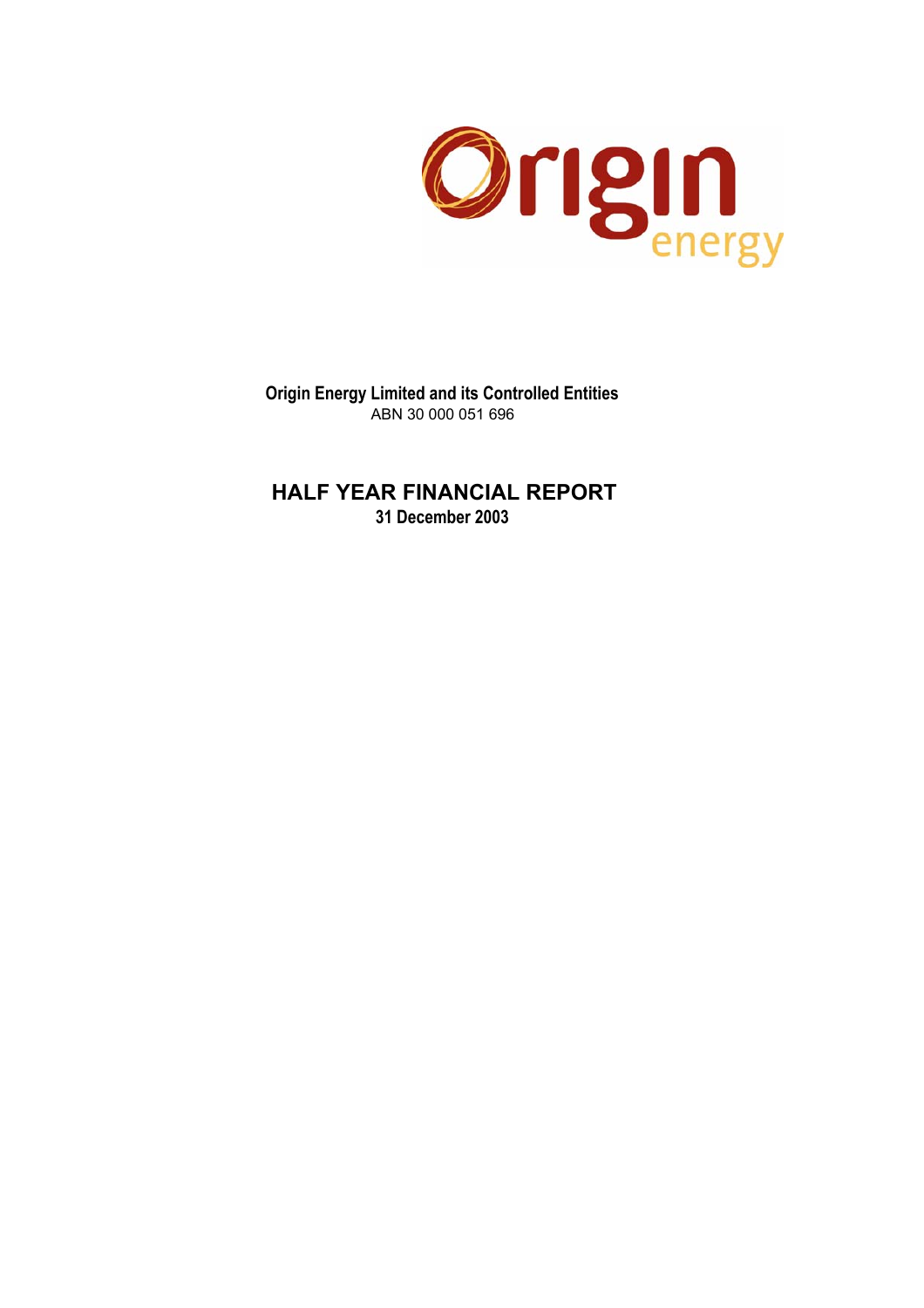**Origin Energy Limited and its Controlled Entities**
ABN 30 000 051 696

# HALF YEAR FINANCIAL REPORT

**31 December 2003**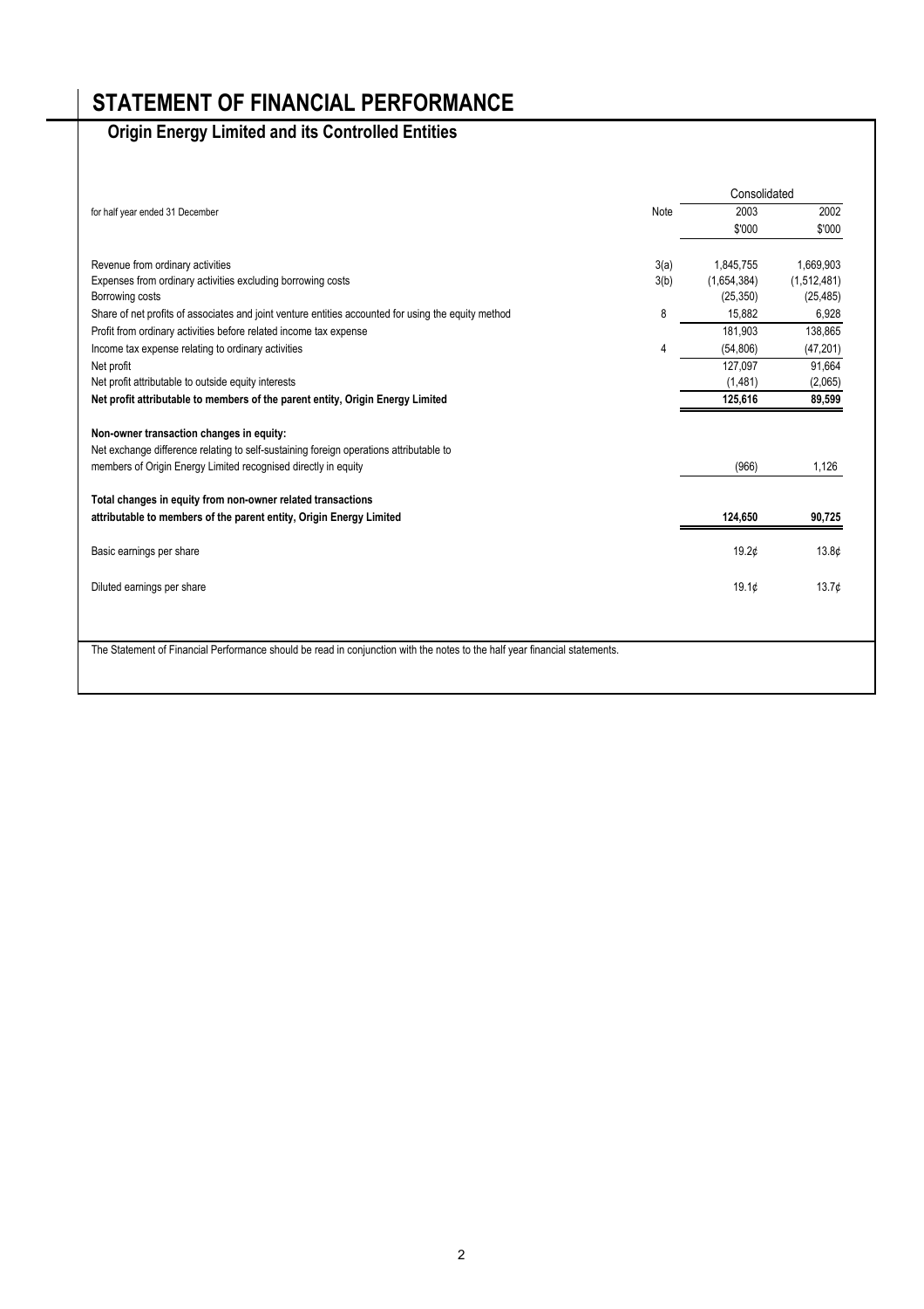# STATEMENT OF FINANCIAL PERFORMANCE

## Origin Energy Limited and its Controlled Entities

| for half year ended 31 December | Note | Consolidated 2003 $'000 | 2002 $'000 |
|---|---|---|---|
| Revenue from ordinary activities | 3(a) | 1,845,755 | 1,669,903 |
| Expenses from ordinary activities excluding borrowing costs | 3(b) | (1,654,384) | (1,512,481) |
| Borrowing costs | | (25,350) | (25,485) |
| Share of net profits of associates and joint venture entities accounted for using the equity method | 8 | 15,882 | 6,928 |
| Profit from ordinary activities before related income tax expense | | 181,903 | 138,865 |
| Income tax expense relating to ordinary activities | 4 | (54,806) | (47,201) |
| Net profit | | 127,097 | 91,664 |
| Net profit attributable to outside equity interests | | (1,481) | (2,065) |
| **Net profit attributable to members of the parent entity, Origin Energy Limited** | | **125,616** | **89,599** |
| **Non-owner transaction changes in equity:** | | | |
| Net exchange difference relating to self-sustaining foreign operations attributable to members of Origin Energy Limited recognised directly in equity | | (966) | 1,126 |
| **Total changes in equity from non-owner related transactions attributable to members of the parent entity, Origin Energy Limited** | | **124,650** | **90,725** |
| Basic earnings per share | | 19.2¢ | 13.8¢ |
| Diluted earnings per share | | 19.1¢ | 13.7¢ |

The Statement of Financial Performance should be read in conjunction with the notes to the half year financial statements.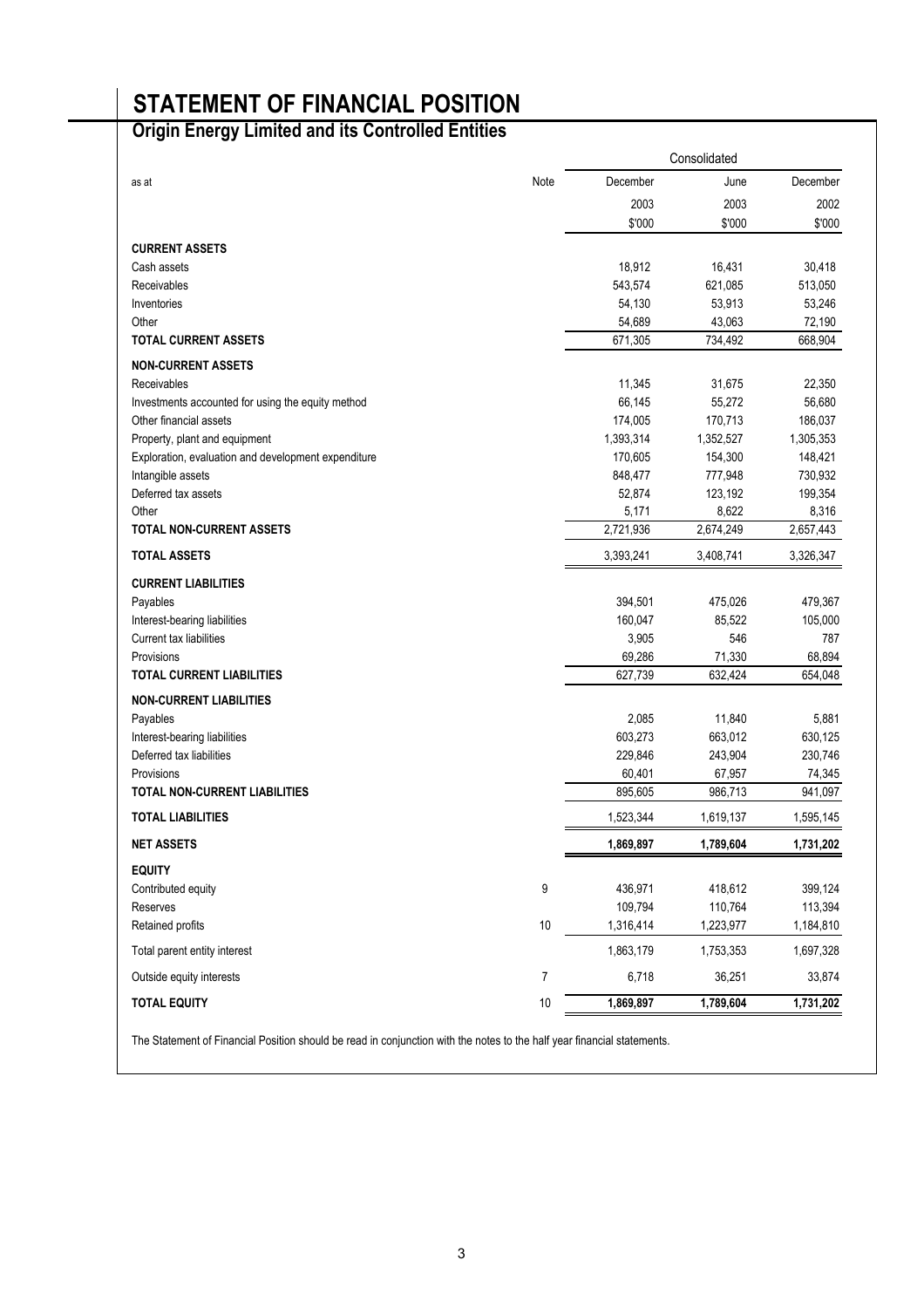# STATEMENT OF FINANCIAL POSITION

## Origin Energy Limited and its Controlled Entities

| | | Consolidated | | |
|---|---|---|---|---|
| as at | Note | December 2003 $'000 | June 2003 $'000 | December 2002 $'000 |
| **CURRENT ASSETS** | | | | |
| Cash assets | | 18,912 | 16,431 | 30,418 |
| Receivables | | 543,574 | 621,085 | 513,050 |
| Inventories | | 54,130 | 53,913 | 53,246 |
| Other | | 54,689 | 43,063 | 72,190 |
| **TOTAL CURRENT ASSETS** | | 671,305 | 734,492 | 668,904 |
| **NON-CURRENT ASSETS** | | | | |
| Receivables | | 11,345 | 31,675 | 22,350 |
| Investments accounted for using the equity method | | 66,145 | 55,272 | 56,680 |
| Other financial assets | | 174,005 | 170,713 | 186,037 |
| Property, plant and equipment | | 1,393,314 | 1,352,527 | 1,305,353 |
| Exploration, evaluation and development expenditure | | 170,605 | 154,300 | 148,421 |
| Intangible assets | | 848,477 | 777,948 | 730,932 |
| Deferred tax assets | | 52,874 | 123,192 | 199,354 |
| Other | | 5,171 | 8,622 | 8,316 |
| **TOTAL NON-CURRENT ASSETS** | | 2,721,936 | 2,674,249 | 2,657,443 |
| **TOTAL ASSETS** | | 3,393,241 | 3,408,741 | 3,326,347 |
| **CURRENT LIABILITIES** | | | | |
| Payables | | 394,501 | 475,026 | 479,367 |
| Interest-bearing liabilities | | 160,047 | 85,522 | 105,000 |
| Current tax liabilities | | 3,905 | 546 | 787 |
| Provisions | | 69,286 | 71,330 | 68,894 |
| **TOTAL CURRENT LIABILITIES** | | 627,739 | 632,424 | 654,048 |
| **NON-CURRENT LIABILITIES** | | | | |
| Payables | | 2,085 | 11,840 | 5,881 |
| Interest-bearing liabilities | | 603,273 | 663,012 | 630,125 |
| Deferred tax liabilities | | 229,846 | 243,904 | 230,746 |
| Provisions | | 60,401 | 67,957 | 74,345 |
| **TOTAL NON-CURRENT LIABILITIES** | | 895,605 | 986,713 | 941,097 |
| **TOTAL LIABILITIES** | | 1,523,344 | 1,619,137 | 1,595,145 |
| **NET ASSETS** | | **1,869,897** | **1,789,604** | **1,731,202** |
| **EQUITY** | | | | |
| Contributed equity | 9 | 436,971 | 418,612 | 399,124 |
| Reserves | | 109,794 | 110,764 | 113,394 |
| Retained profits | 10 | 1,316,414 | 1,223,977 | 1,184,810 |
| Total parent entity interest | | 1,863,179 | 1,753,353 | 1,697,328 |
| Outside equity interests | 7 | 6,718 | 36,251 | 33,874 |
| **TOTAL EQUITY** | 10 | **1,869,897** | **1,789,604** | **1,731,202** |

The Statement of Financial Position should be read in conjunction with the notes to the half year financial statements.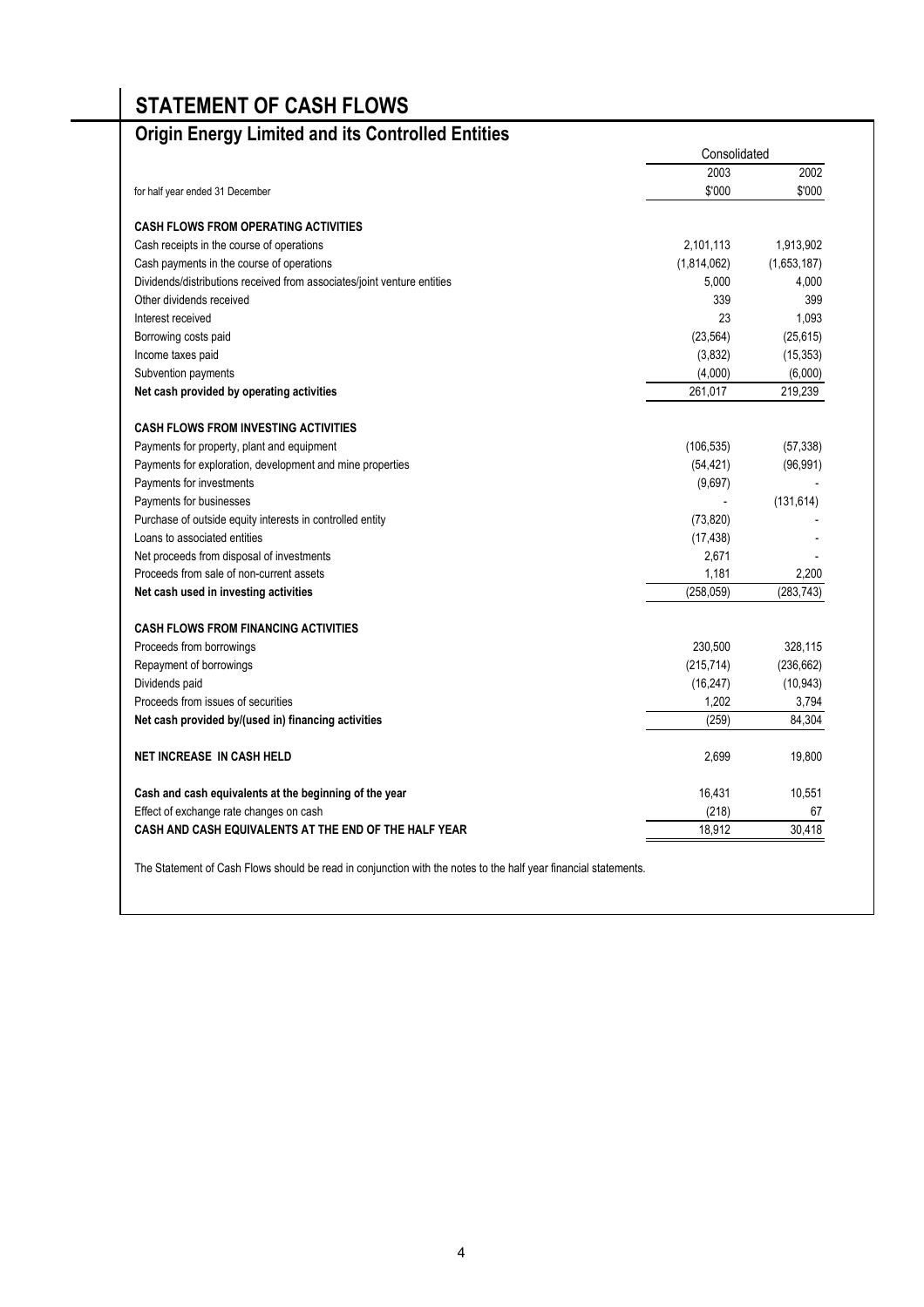# STATEMENT OF CASH FLOWS

## Origin Energy Limited and its Controlled Entities

| | Consolidated | |
|---|---|---|
| | 2003 | 2002 |
| for half year ended 31 December | $'000 | $'000 |
| **CASH FLOWS FROM OPERATING ACTIVITIES** | | |
| Cash receipts in the course of operations | 2,101,113 | 1,913,902 |
| Cash payments in the course of operations | (1,814,062) | (1,653,187) |
| Dividends/distributions received from associates/joint venture entities | 5,000 | 4,000 |
| Other dividends received | 339 | 399 |
| Interest received | 23 | 1,093 |
| Borrowing costs paid | (23,564) | (25,615) |
| Income taxes paid | (3,832) | (15,353) |
| Subvention payments | (4,000) | (6,000) |
| **Net cash provided by operating activities** | 261,017 | 219,239 |
| **CASH FLOWS FROM INVESTING ACTIVITIES** | | |
| Payments for property, plant and equipment | (106,535) | (57,338) |
| Payments for exploration, development and mine properties | (54,421) | (96,991) |
| Payments for investments | (9,697) | - |
| Payments for businesses | - | (131,614) |
| Purchase of outside equity interests in controlled entity | (73,820) | - |
| Loans to associated entities | (17,438) | - |
| Net proceeds from disposal of investments | 2,671 | - |
| Proceeds from sale of non-current assets | 1,181 | 2,200 |
| **Net cash used in investing activities** | (258,059) | (283,743) |
| **CASH FLOWS FROM FINANCING ACTIVITIES** | | |
| Proceeds from borrowings | 230,500 | 328,115 |
| Repayment of borrowings | (215,714) | (236,662) |
| Dividends paid | (16,247) | (10,943) |
| Proceeds from issues of securities | 1,202 | 3,794 |
| **Net cash provided by/(used in) financing activities** | (259) | 84,304 |
| **NET INCREASE IN CASH HELD** | 2,699 | 19,800 |
| **Cash and cash equivalents at the beginning of the year** | 16,431 | 10,551 |
| Effect of exchange rate changes on cash | (218) | 67 |
| **CASH AND CASH EQUIVALENTS AT THE END OF THE HALF YEAR** | 18,912 | 30,418 |

The Statement of Cash Flows should be read in conjunction with the notes to the half year financial statements.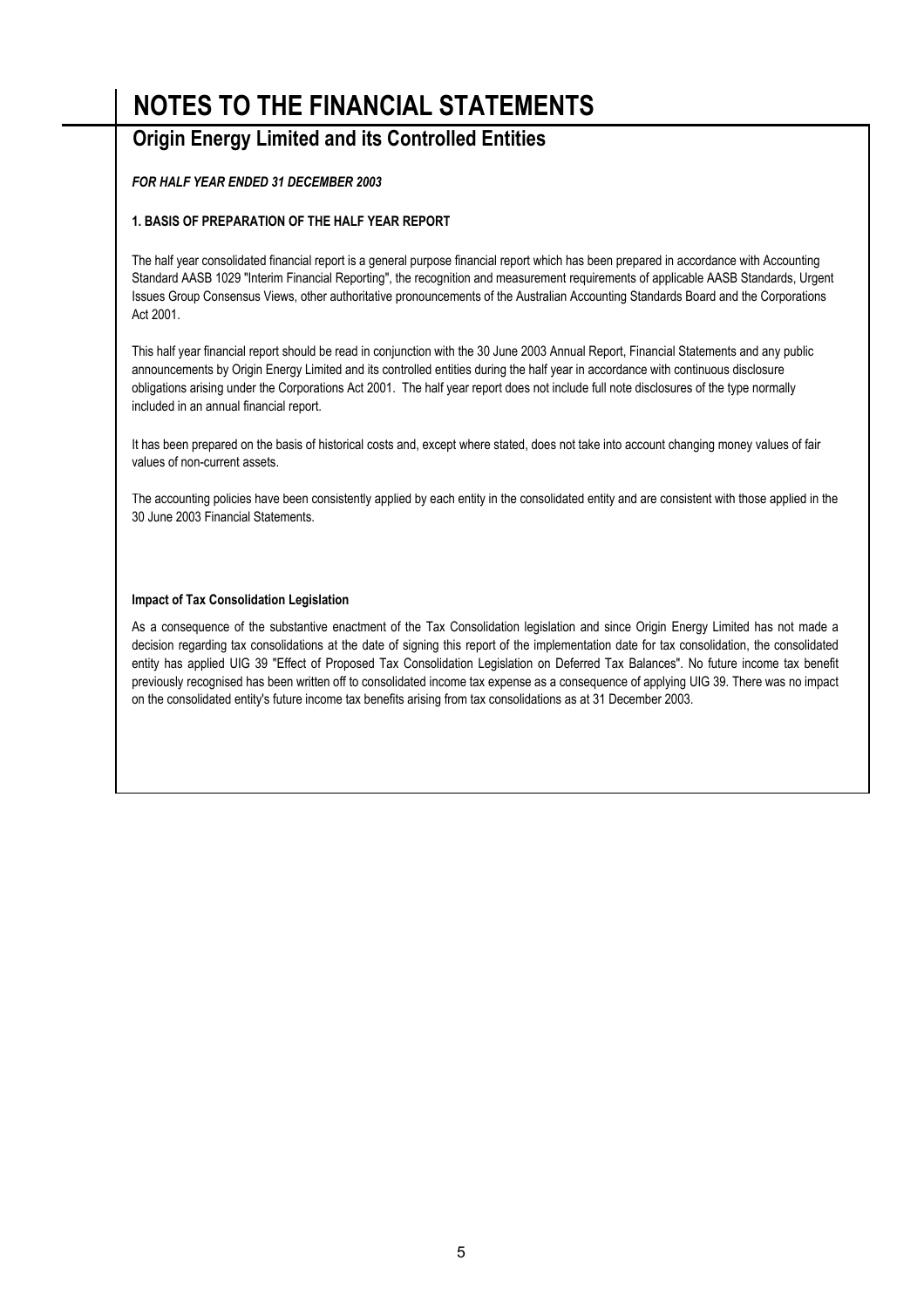# NOTES TO THE FINANCIAL STATEMENTS

## Origin Energy Limited and its Controlled Entities

***FOR HALF YEAR ENDED 31 DECEMBER 2003***

**1. BASIS OF PREPARATION OF THE HALF YEAR REPORT**

The half year consolidated financial report is a general purpose financial report which has been prepared in accordance with Accounting Standard AASB 1029 "Interim Financial Reporting", the recognition and measurement requirements of applicable AASB Standards, Urgent Issues Group Consensus Views, other authoritative pronouncements of the Australian Accounting Standards Board and the Corporations Act 2001.

This half year financial report should be read in conjunction with the 30 June 2003 Annual Report, Financial Statements and any public announcements by Origin Energy Limited and its controlled entities during the half year in accordance with continuous disclosure obligations arising under the Corporations Act 2001. The half year report does not include full note disclosures of the type normally included in an annual financial report.

It has been prepared on the basis of historical costs and, except where stated, does not take into account changing money values of fair values of non-current assets.

The accounting policies have been consistently applied by each entity in the consolidated entity and are consistent with those applied in the 30 June 2003 Financial Statements.

**Impact of Tax Consolidation Legislation**

As a consequence of the substantive enactment of the Tax Consolidation legislation and since Origin Energy Limited has not made a decision regarding tax consolidations at the date of signing this report of the implementation date for tax consolidation, the consolidated entity has applied UIG 39 "Effect of Proposed Tax Consolidation Legislation on Deferred Tax Balances". No future income tax benefit previously recognised has been written off to consolidated income tax expense as a consequence of applying UIG 39. There was no impact on the consolidated entity's future income tax benefits arising from tax consolidations as at 31 December 2003.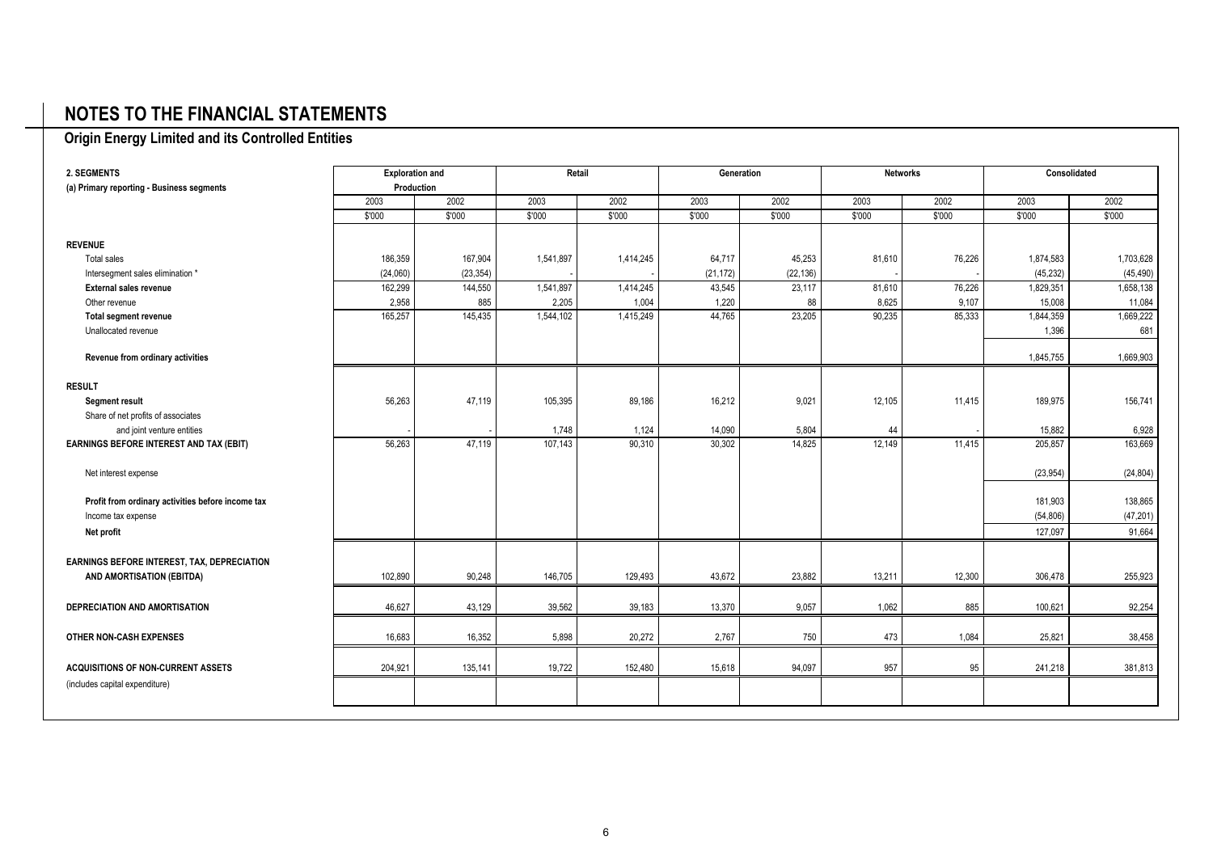# NOTES TO THE FINANCIAL STATEMENTS

## Origin Energy Limited and its Controlled Entities

| 2. SEGMENTS<br>(a) Primary reporting - Business segments | Exploration and Production | | Retail | | Generation | | Networks | | Consolidated | |
|---|---|---|---|---|---|---|---|---|---|---|
| | 2003 | 2002 | 2003 | 2002 | 2003 | 2002 | 2003 | 2002 | 2003 | 2002 |
| | $'000 | $'000 | $'000 | $'000 | $'000 | $'000 | $'000 | $'000 | $'000 | $'000 |
| **REVENUE** | | | | | | | | | | |
| Total sales | 186,359 | 167,904 | 1,541,897 | 1,414,245 | 64,717 | 45,253 | 81,610 | 76,226 | 1,874,583 | 1,703,628 |
| Intersegment sales elimination * | (24,060) | (23,354) | - | - | (21,172) | (22,136) | - | - | (45,232) | (45,490) |
| **External sales revenue** | 162,299 | 144,550 | 1,541,897 | 1,414,245 | 43,545 | 23,117 | 81,610 | 76,226 | 1,829,351 | 1,658,138 |
| Other revenue | 2,958 | 885 | 2,205 | 1,004 | 1,220 | 88 | 8,625 | 9,107 | 15,008 | 11,084 |
| **Total segment revenue** | 165,257 | 145,435 | 1,544,102 | 1,415,249 | 44,765 | 23,205 | 90,235 | 85,333 | 1,844,359 | 1,669,222 |
| Unallocated revenue | | | | | | | | | 1,396 | 681 |
| **Revenue from ordinary activities** | | | | | | | | | 1,845,755 | 1,669,903 |
| **RESULT** | | | | | | | | | | |
| **Segment result** | 56,263 | 47,119 | 105,395 | 89,186 | 16,212 | 9,021 | 12,105 | 11,415 | 189,975 | 156,741 |
| Share of net profits of associates and joint venture entities | - | - | 1,748 | 1,124 | 14,090 | 5,804 | 44 | - | 15,882 | 6,928 |
| **EARNINGS BEFORE INTEREST AND TAX (EBIT)** | 56,263 | 47,119 | 107,143 | 90,310 | 30,302 | 14,825 | 12,149 | 11,415 | 205,857 | 163,669 |
| Net interest expense | | | | | | | | | (23,954) | (24,804) |
| **Profit from ordinary activities before income tax** | | | | | | | | | 181,903 | 138,865 |
| Income tax expense | | | | | | | | | (54,806) | (47,201) |
| **Net profit** | | | | | | | | | 127,097 | 91,664 |
| **EARNINGS BEFORE INTEREST, TAX, DEPRECIATION AND AMORTISATION (EBITDA)** | 102,890 | 90,248 | 146,705 | 129,493 | 43,672 | 23,882 | 13,211 | 12,300 | 306,478 | 255,923 |
| **DEPRECIATION AND AMORTISATION** | 46,627 | 43,129 | 39,562 | 39,183 | 13,370 | 9,057 | 1,062 | 885 | 100,621 | 92,254 |
| **OTHER NON-CASH EXPENSES** | 16,683 | 16,352 | 5,898 | 20,272 | 2,767 | 750 | 473 | 1,084 | 25,821 | 38,458 |
| **ACQUISITIONS OF NON-CURRENT ASSETS** (includes capital expenditure) | 204,921 | 135,141 | 19,722 | 152,480 | 15,618 | 94,097 | 957 | 95 | 241,218 | 381,813 |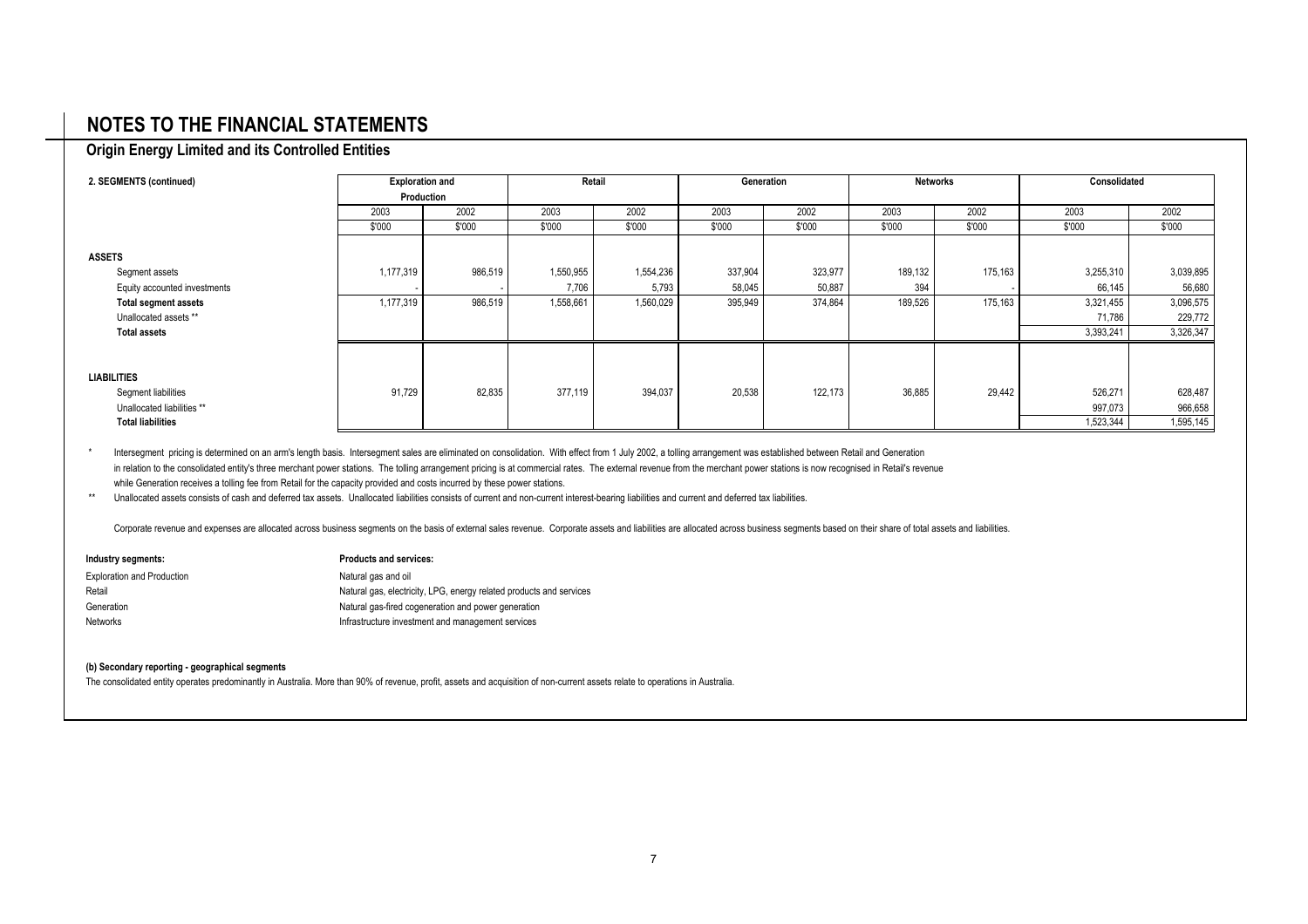# NOTES TO THE FINANCIAL STATEMENTS

## Origin Energy Limited and its Controlled Entities

| 2. SEGMENTS (continued) | Exploration and Production | | Retail | | Generation | | Networks | | Consolidated | |
|---|---|---|---|---|---|---|---|---|---|---|
| | 2003 | 2002 | 2003 | 2002 | 2003 | 2002 | 2003 | 2002 | 2003 | 2002 |
| | $'000 | $'000 | $'000 | $'000 | $'000 | $'000 | $'000 | $'000 | $'000 | $'000 |
| **ASSETS** | | | | | | | | | | |
| Segment assets | 1,177,319 | 986,519 | 1,550,955 | 1,554,236 | 337,904 | 323,977 | 189,132 | 175,163 | 3,255,310 | 3,039,895 |
| Equity accounted investments | - | - | 7,706 | 5,793 | 58,045 | 50,887 | 394 | - | 66,145 | 56,680 |
| **Total segment assets** | 1,177,319 | 986,519 | 1,558,661 | 1,560,029 | 395,949 | 374,864 | 189,526 | 175,163 | 3,321,455 | 3,096,575 |
| Unallocated assets ** | | | | | | | | | 71,786 | 229,772 |
| **Total assets** | | | | | | | | | 3,393,241 | 3,326,347 |
| **LIABILITIES** | | | | | | | | | | |
| Segment liabilities | 91,729 | 82,835 | 377,119 | 394,037 | 20,538 | 122,173 | 36,885 | 29,442 | 526,271 | 628,487 |
| Unallocated liabilities ** | | | | | | | | | 997,073 | 966,658 |
| **Total liabilities** | | | | | | | | | 1,523,344 | 1,595,145 |

\* Intersegment pricing is determined on an arm's length basis. Intersegment sales are eliminated on consolidation. With effect from 1 July 2002, a tolling arrangement was established between Retail and Generation in relation to the consolidated entity's three merchant power stations. The tolling arrangement pricing is at commercial rates. The external revenue from the merchant power stations is now recognised in Retail's revenue while Generation receives a tolling fee from Retail for the capacity provided and costs incurred by these power stations.

\** Unallocated assets consists of cash and deferred tax assets. Unallocated liabilities consists of current and non-current interest-bearing liabilities and current and deferred tax liabilities.

Corporate revenue and expenses are allocated across business segments on the basis of external sales revenue. Corporate assets and liabilities are allocated across business segments based on their share of total assets and liabilities.

| Industry segments: | Products and services: |
|---|---|
| Exploration and Production | Natural gas and oil |
| Retail | Natural gas, electricity, LPG, energy related products and services |
| Generation | Natural gas-fired cogeneration and power generation |
| Networks | Infrastructure investment and management services |

**(b) Secondary reporting - geographical segments**

The consolidated entity operates predominantly in Australia. More than 90% of revenue, profit, assets and acquisition of non-current assets relate to operations in Australia.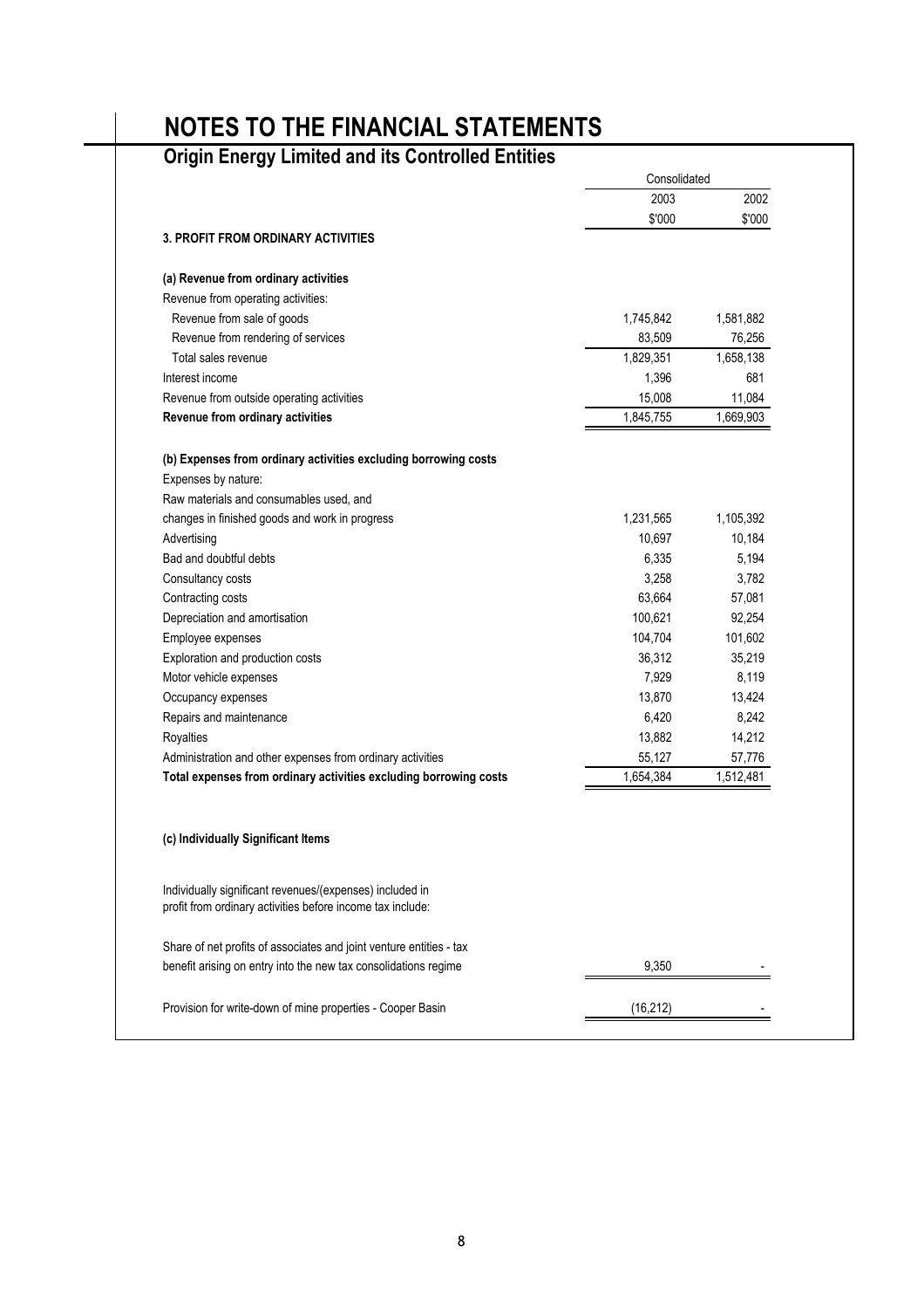# NOTES TO THE FINANCIAL STATEMENTS

## Origin Energy Limited and its Controlled Entities

| | Consolidated | |
|---|---|---|
| | 2003 | 2002 |
| | $'000 | $'000 |
| **3. PROFIT FROM ORDINARY ACTIVITIES** | | |
| **(a) Revenue from ordinary activities** | | |
| Revenue from operating activities: | | |
| Revenue from sale of goods | 1,745,842 | 1,581,882 |
| Revenue from rendering of services | 83,509 | 76,256 |
| Total sales revenue | 1,829,351 | 1,658,138 |
| Interest income | 1,396 | 681 |
| Revenue from outside operating activities | 15,008 | 11,084 |
| **Revenue from ordinary activities** | 1,845,755 | 1,669,903 |
| **(b) Expenses from ordinary activities excluding borrowing costs** | | |
| Expenses by nature: | | |
| Raw materials and consumables used, and changes in finished goods and work in progress | 1,231,565 | 1,105,392 |
| Advertising | 10,697 | 10,184 |
| Bad and doubtful debts | 6,335 | 5,194 |
| Consultancy costs | 3,258 | 3,782 |
| Contracting costs | 63,664 | 57,081 |
| Depreciation and amortisation | 100,621 | 92,254 |
| Employee expenses | 104,704 | 101,602 |
| Exploration and production costs | 36,312 | 35,219 |
| Motor vehicle expenses | 7,929 | 8,119 |
| Occupancy expenses | 13,870 | 13,424 |
| Repairs and maintenance | 6,420 | 8,242 |
| Royalties | 13,882 | 14,212 |
| Administration and other expenses from ordinary activities | 55,127 | 57,776 |
| **Total expenses from ordinary activities excluding borrowing costs** | 1,654,384 | 1,512,481 |

**(c) Individually Significant Items**

Individually significant revenues/(expenses) included in profit from ordinary activities before income tax include:

| | 2003 | 2002 |
|---|---|---|
| Share of net profits of associates and joint venture entities - tax benefit arising on entry into the new tax consolidations regime | 9,350 | - |
| Provision for write-down of mine properties - Cooper Basin | (16,212) | - |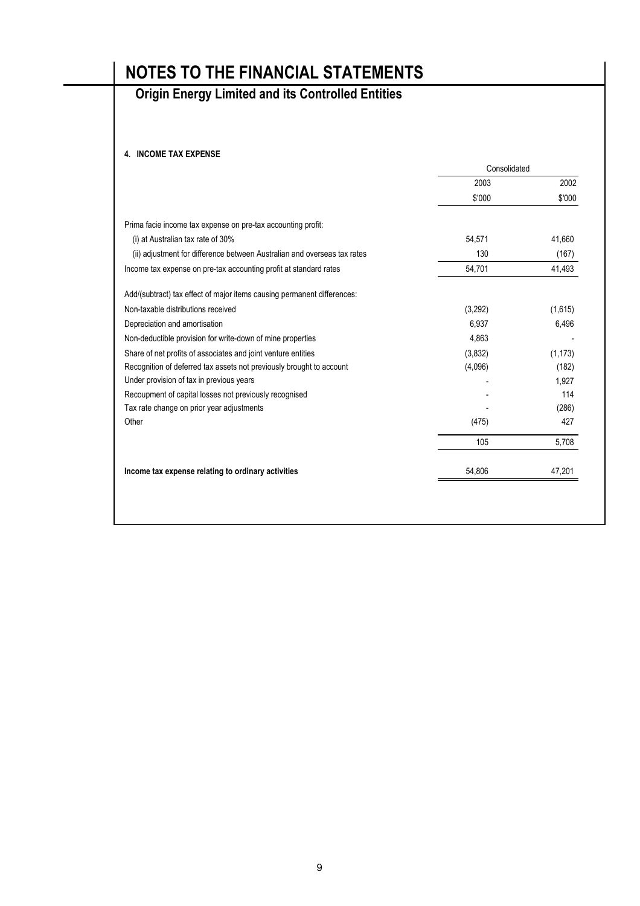# NOTES TO THE FINANCIAL STATEMENTS

## Origin Energy Limited and its Controlled Entities

#### 4. INCOME TAX EXPENSE

| | Consolidated | |
|---|---|---|
| | 2003 | 2002 |
| | $'000 | $'000 |
| Prima facie income tax expense on pre-tax accounting profit: | | |
| (i) at Australian tax rate of 30% | 54,571 | 41,660 |
| (ii) adjustment for difference between Australian and overseas tax rates | 130 | (167) |
| Income tax expense on pre-tax accounting profit at standard rates | 54,701 | 41,493 |
| Add/(subtract) tax effect of major items causing permanent differences: | | |
| Non-taxable distributions received | (3,292) | (1,615) |
| Depreciation and amortisation | 6,937 | 6,496 |
| Non-deductible provision for write-down of mine properties | 4,863 | - |
| Share of net profits of associates and joint venture entities | (3,832) | (1,173) |
| Recognition of deferred tax assets not previously brought to account | (4,096) | (182) |
| Under provision of tax in previous years | - | 1,927 |
| Recoupment of capital losses not previously recognised | - | 114 |
| Tax rate change on prior year adjustments | - | (286) |
| Other | (475) | 427 |
| | 105 | 5,708 |
| **Income tax expense relating to ordinary activities** | 54,806 | 47,201 |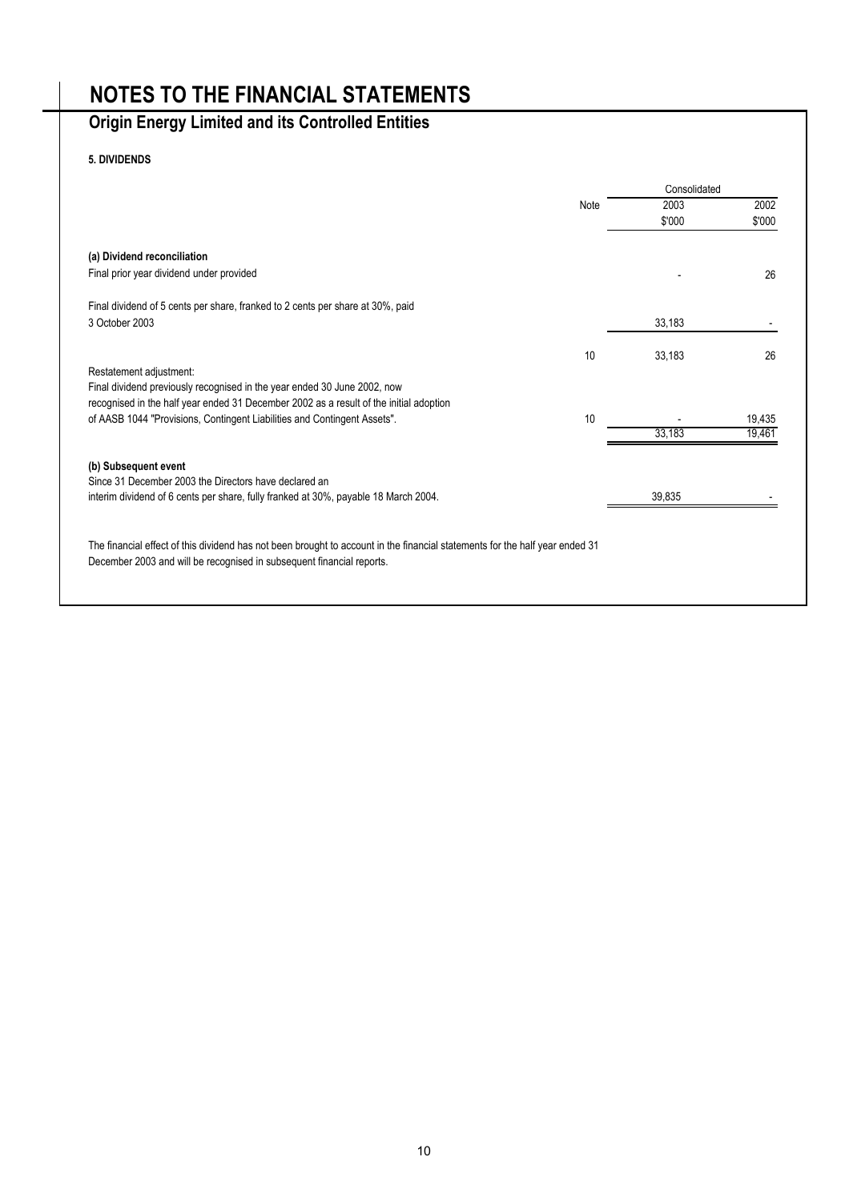# NOTES TO THE FINANCIAL STATEMENTS

## Origin Energy Limited and its Controlled Entities

**5. DIVIDENDS**

| | Note | Consolidated 2003 $'000 | 2002 $'000 |
|---|---|---|---|
| **(a) Dividend reconciliation** | | | |
| Final prior year dividend under provided | | - | 26 |
| Final dividend of 5 cents per share, franked to 2 cents per share at 30%, paid 3 October 2003 | | 33,183 | - |
| | 10 | 33,183 | 26 |
| Restatement adjustment: Final dividend previously recognised in the year ended 30 June 2002, now recognised in the half year ended 31 December 2002 as a result of the initial adoption of AASB 1044 "Provisions, Contingent Liabilities and Contingent Assets". | 10 | - | 19,435 |
| | | 33,183 | 19,461 |
| **(b) Subsequent event** | | | |
| Since 31 December 2003 the Directors have declared an interim dividend of 6 cents per share, fully franked at 30%, payable 18 March 2004. | | 39,835 | - |

The financial effect of this dividend has not been brought to account in the financial statements for the half year ended 31 December 2003 and will be recognised in subsequent financial reports.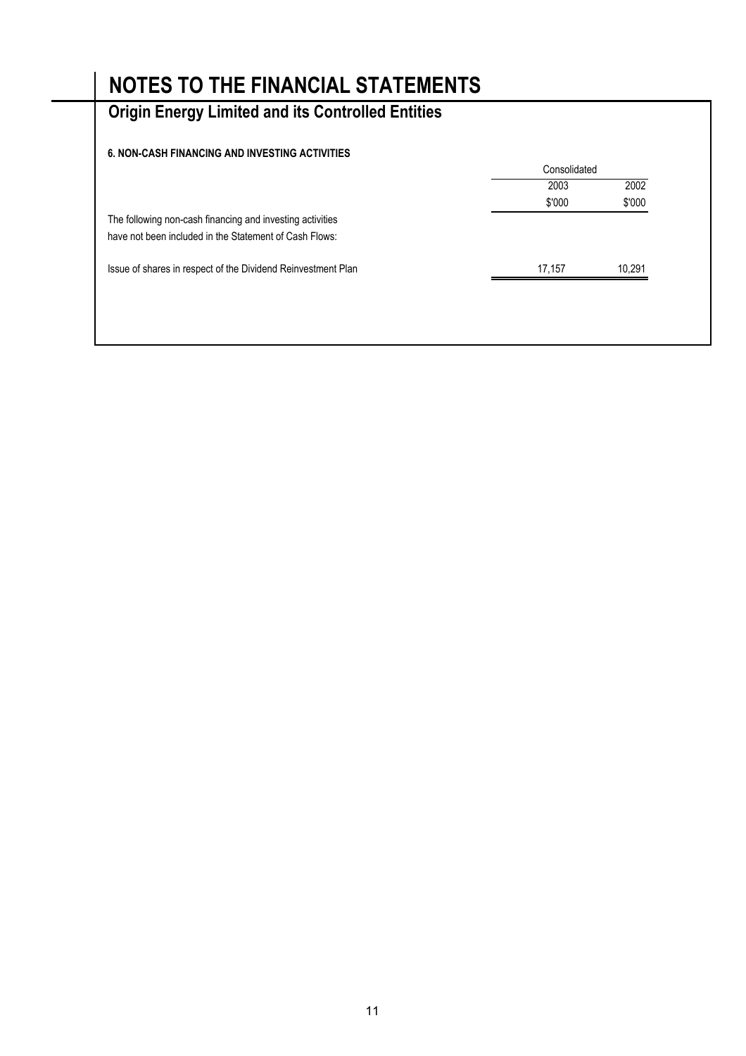# NOTES TO THE FINANCIAL STATEMENTS

## Origin Energy Limited and its Controlled Entities

### 6. NON-CASH FINANCING AND INVESTING ACTIVITIES

| | Consolidated | |
|---|---|---|
| | 2003 | 2002 |
| | $'000 | $'000 |
| The following non-cash financing and investing activities have not been included in the Statement of Cash Flows: | | |
| Issue of shares in respect of the Dividend Reinvestment Plan | 17,157 | 10,291 |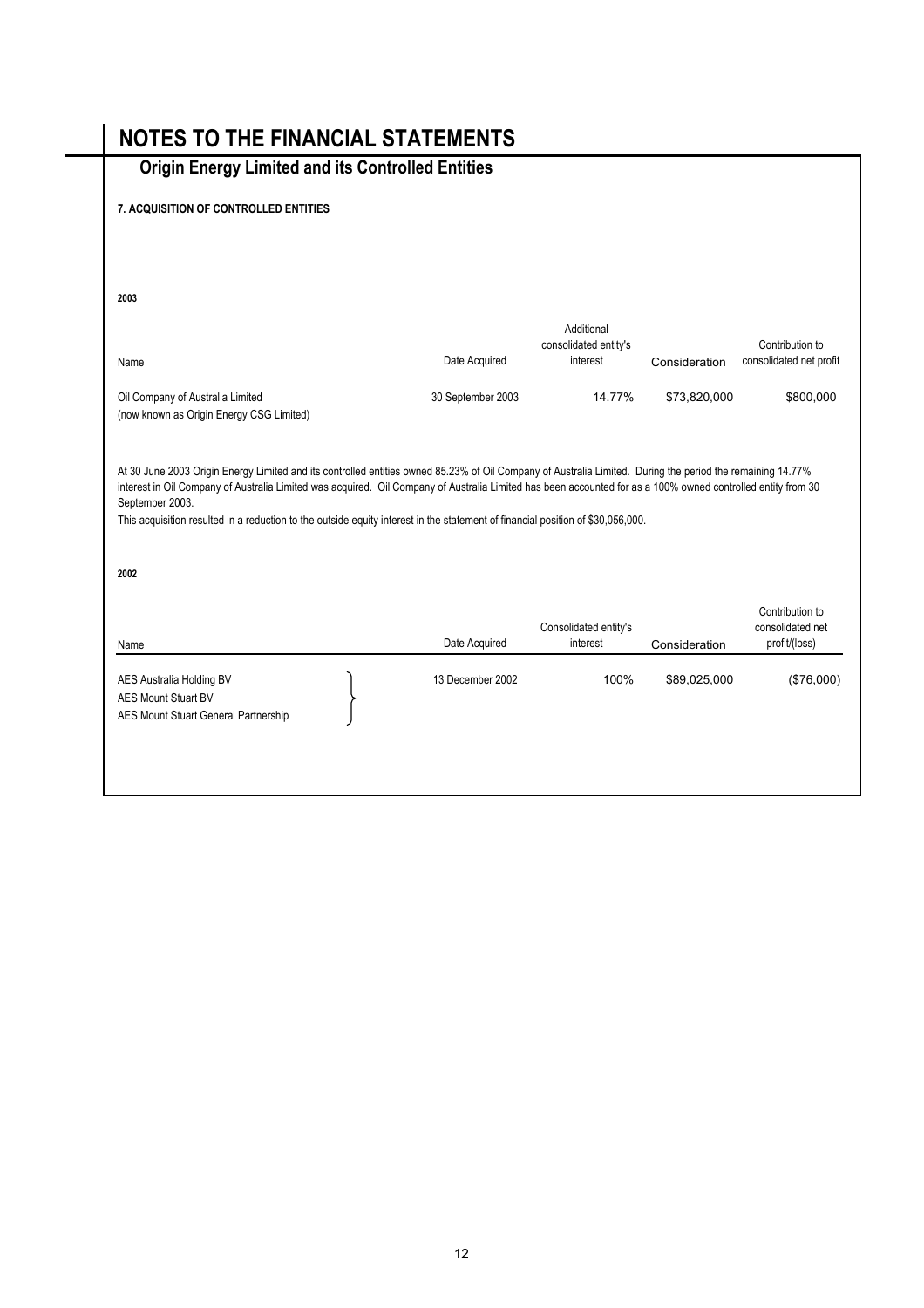# NOTES TO THE FINANCIAL STATEMENTS

## Origin Energy Limited and its Controlled Entities

### 7. ACQUISITION OF CONTROLLED ENTITIES

**2003**

| Name | Date Acquired | Additional consolidated entity's interest | Consideration | Contribution to consolidated net profit |
|---|---|---|---|---|
| Oil Company of Australia Limited (now known as Origin Energy CSG Limited) | 30 September 2003 | 14.77% | $73,820,000 | $800,000 |

At 30 June 2003 Origin Energy Limited and its controlled entities owned 85.23% of Oil Company of Australia Limited. During the period the remaining 14.77% interest in Oil Company of Australia Limited was acquired. Oil Company of Australia Limited has been accounted for as a 100% owned controlled entity from 30 September 2003.

This acquisition resulted in a reduction to the outside equity interest in the statement of financial position of $30,056,000.

**2002**

| Name | Date Acquired | Consolidated entity's interest | Consideration | Contribution to consolidated net profit/(loss) |
|---|---|---|---|---|
| AES Australia Holding BV<br>AES Mount Stuart BV<br>AES Mount Stuart General Partnership | 13 December 2002 | 100% | $89,025,000 | ($76,000) |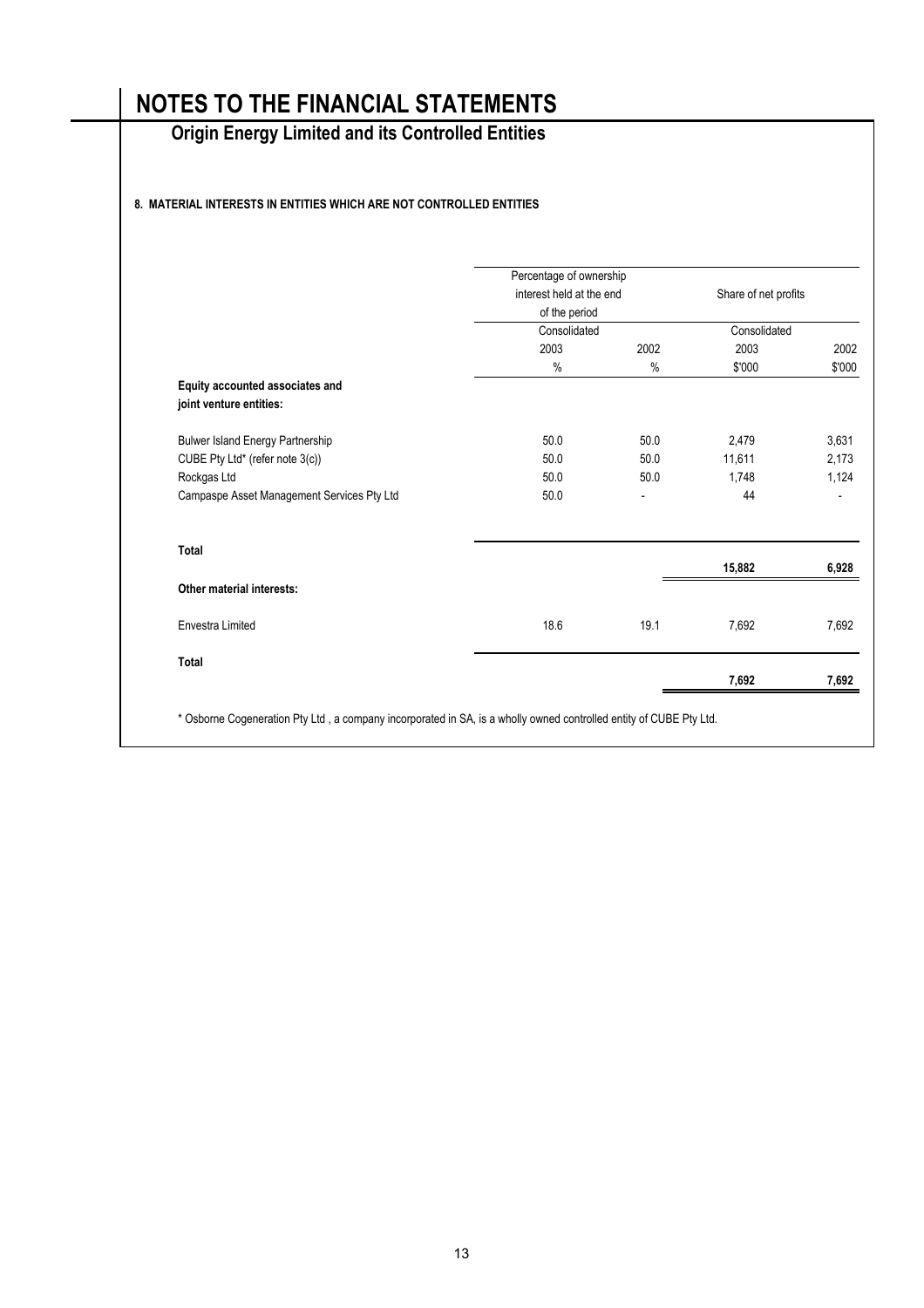# NOTES TO THE FINANCIAL STATEMENTS

## Origin Energy Limited and its Controlled Entities

### 8. MATERIAL INTERESTS IN ENTITIES WHICH ARE NOT CONTROLLED ENTITIES

| | Percentage of ownership interest held at the end of the period | | Share of net profits | |
|---|---|---|---|---|
| | Consolidated | | Consolidated | |
| | 2003 | 2002 | 2003 | 2002 |
| | % | % | $'000 | $'000 |
| **Equity accounted associates and joint venture entities:** | | | | |
| Bulwer Island Energy Partnership | 50.0 | 50.0 | 2,479 | 3,631 |
| CUBE Pty Ltd* (refer note 3(c)) | 50.0 | 50.0 | 11,611 | 2,173 |
| Rockgas Ltd | 50.0 | 50.0 | 1,748 | 1,124 |
| Campaspe Asset Management Services Pty Ltd | 50.0 | - | 44 | - |
| **Total** | | | **15,882** | **6,928** |
| **Other material interests:** | | | | |
| Envestra Limited | 18.6 | 19.1 | 7,692 | 7,692 |
| **Total** | | | **7,692** | **7,692** |

* Osborne Cogeneration Pty Ltd , a company incorporated in SA, is a wholly owned controlled entity of CUBE Pty Ltd.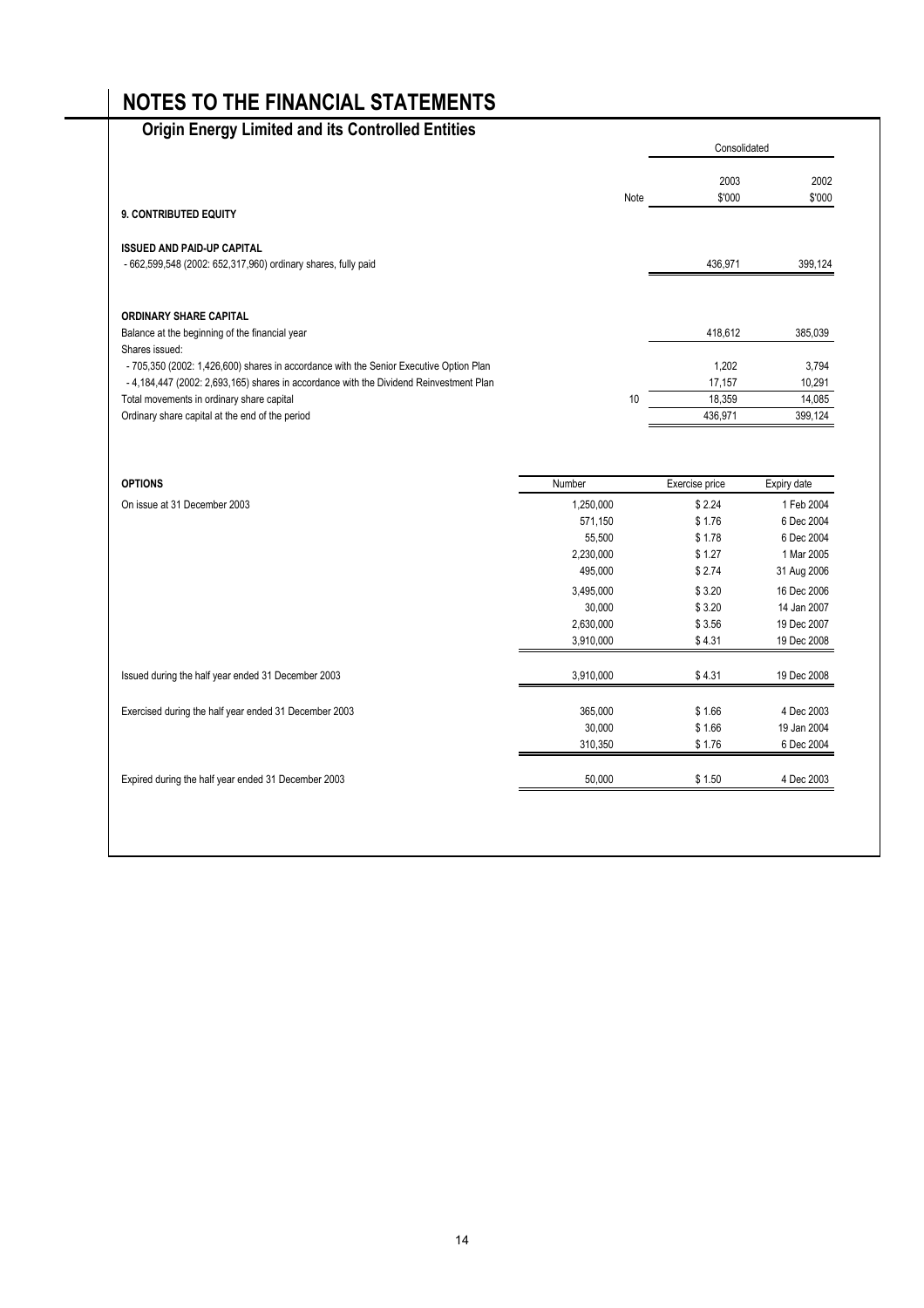# NOTES TO THE FINANCIAL STATEMENTS

## Origin Energy Limited and its Controlled Entities

| | Note | Consolidated 2003 $'000 | Consolidated 2002 $'000 |
|---|---|---|---|
| **9. CONTRIBUTED EQUITY** | | | |
| **ISSUED AND PAID-UP CAPITAL** | | | |
| - 662,599,548 (2002: 652,317,960) ordinary shares, fully paid | | 436,971 | 399,124 |
| **ORDINARY SHARE CAPITAL** | | | |
| Balance at the beginning of the financial year | | 418,612 | 385,039 |
| Shares issued: | | | |
| - 705,350 (2002: 1,426,600) shares in accordance with the Senior Executive Option Plan | | 1,202 | 3,794 |
| - 4,184,447 (2002: 2,693,165) shares in accordance with the Dividend Reinvestment Plan | | 17,157 | 10,291 |
| Total movements in ordinary share capital | 10 | 18,359 | 14,085 |
| Ordinary share capital at the end of the period | | 436,971 | 399,124 |

| **OPTIONS** | Number | Exercise price | Expiry date |
|---|---|---|---|
| On issue at 31 December 2003 | 1,250,000 | $ 2.24 | 1 Feb 2004 |
| | 571,150 | $ 1.76 | 6 Dec 2004 |
| | 55,500 | $ 1.78 | 6 Dec 2004 |
| | 2,230,000 | $ 1.27 | 1 Mar 2005 |
| | 495,000 | $ 2.74 | 31 Aug 2006 |
| | 3,495,000 | $ 3.20 | 16 Dec 2006 |
| | 30,000 | $ 3.20 | 14 Jan 2007 |
| | 2,630,000 | $ 3.56 | 19 Dec 2007 |
| | 3,910,000 | $ 4.31 | 19 Dec 2008 |
| Issued during the half year ended 31 December 2003 | 3,910,000 | $ 4.31 | 19 Dec 2008 |
| Exercised during the half year ended 31 December 2003 | 365,000 | $ 1.66 | 4 Dec 2003 |
| | 30,000 | $ 1.66 | 19 Jan 2004 |
| | 310,350 | $ 1.76 | 6 Dec 2004 |
| Expired during the half year ended 31 December 2003 | 50,000 | $ 1.50 | 4 Dec 2003 |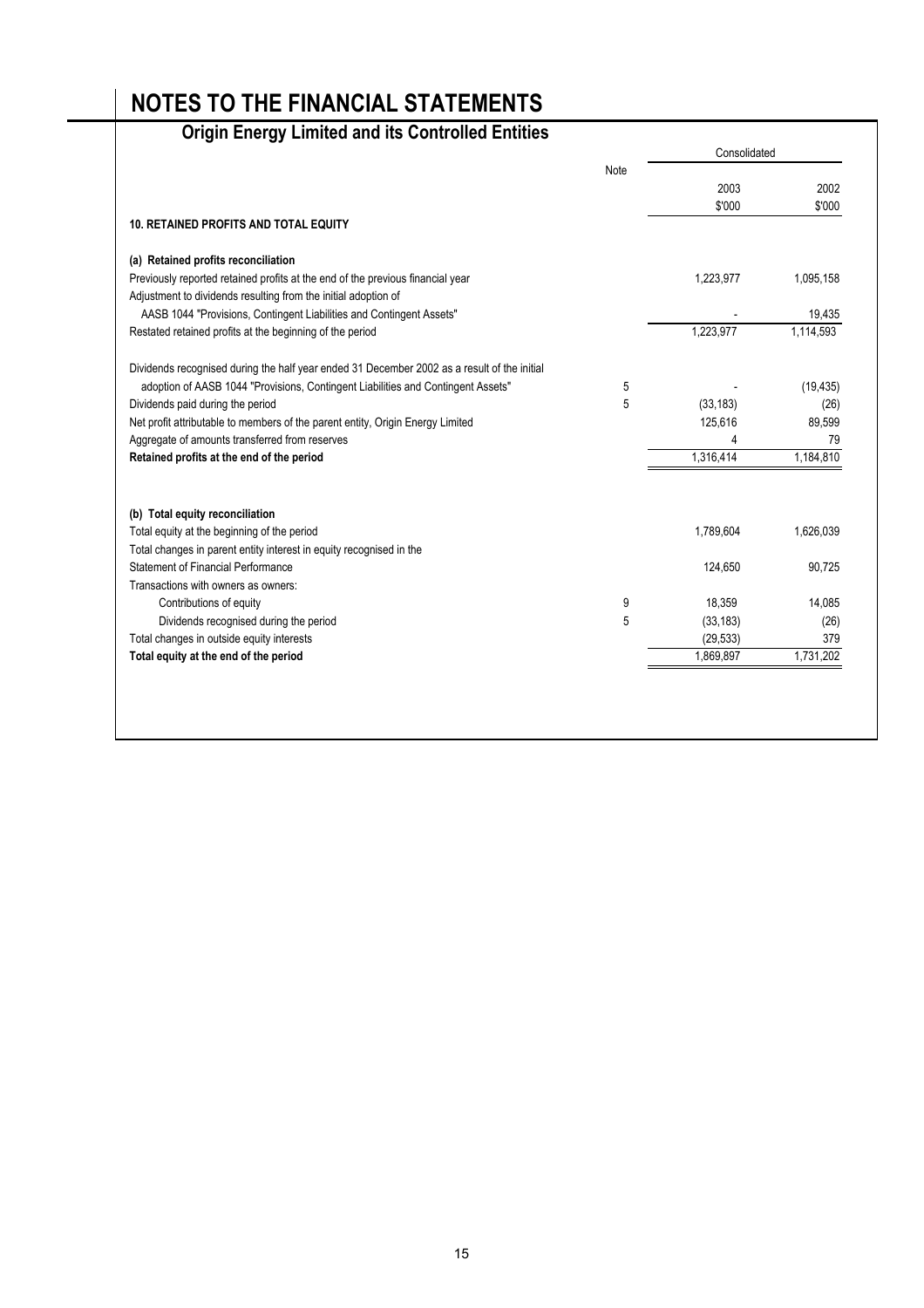# NOTES TO THE FINANCIAL STATEMENTS

## Origin Energy Limited and its Controlled Entities

| | Note | Consolidated | |
|---|---|---|---|
| | | 2003 | 2002 |
| | | $'000 | $'000 |
| **10. RETAINED PROFITS AND TOTAL EQUITY** | | | |
| **(a) Retained profits reconciliation** | | | |
| Previously reported retained profits at the end of the previous financial year | | 1,223,977 | 1,095,158 |
| Adjustment to dividends resulting from the initial adoption of AASB 1044 "Provisions, Contingent Liabilities and Contingent Assets" | | - | 19,435 |
| Restated retained profits at the beginning of the period | | 1,223,977 | 1,114,593 |
| Dividends recognised during the half year ended 31 December 2002 as a result of the initial adoption of AASB 1044 "Provisions, Contingent Liabilities and Contingent Assets" | 5 | - | (19,435) |
| Dividends paid during the period | 5 | (33,183) | (26) |
| Net profit attributable to members of the parent entity, Origin Energy Limited | | 125,616 | 89,599 |
| Aggregate of amounts transferred from reserves | | 4 | 79 |
| **Retained profits at the end of the period** | | 1,316,414 | 1,184,810 |
| **(b) Total equity reconciliation** | | | |
| Total equity at the beginning of the period | | 1,789,604 | 1,626,039 |
| Total changes in parent entity interest in equity recognised in the Statement of Financial Performance | | 124,650 | 90,725 |
| Transactions with owners as owners: | | | |
| Contributions of equity | 9 | 18,359 | 14,085 |
| Dividends recognised during the period | 5 | (33,183) | (26) |
| Total changes in outside equity interests | | (29,533) | 379 |
| **Total equity at the end of the period** | | 1,869,897 | 1,731,202 |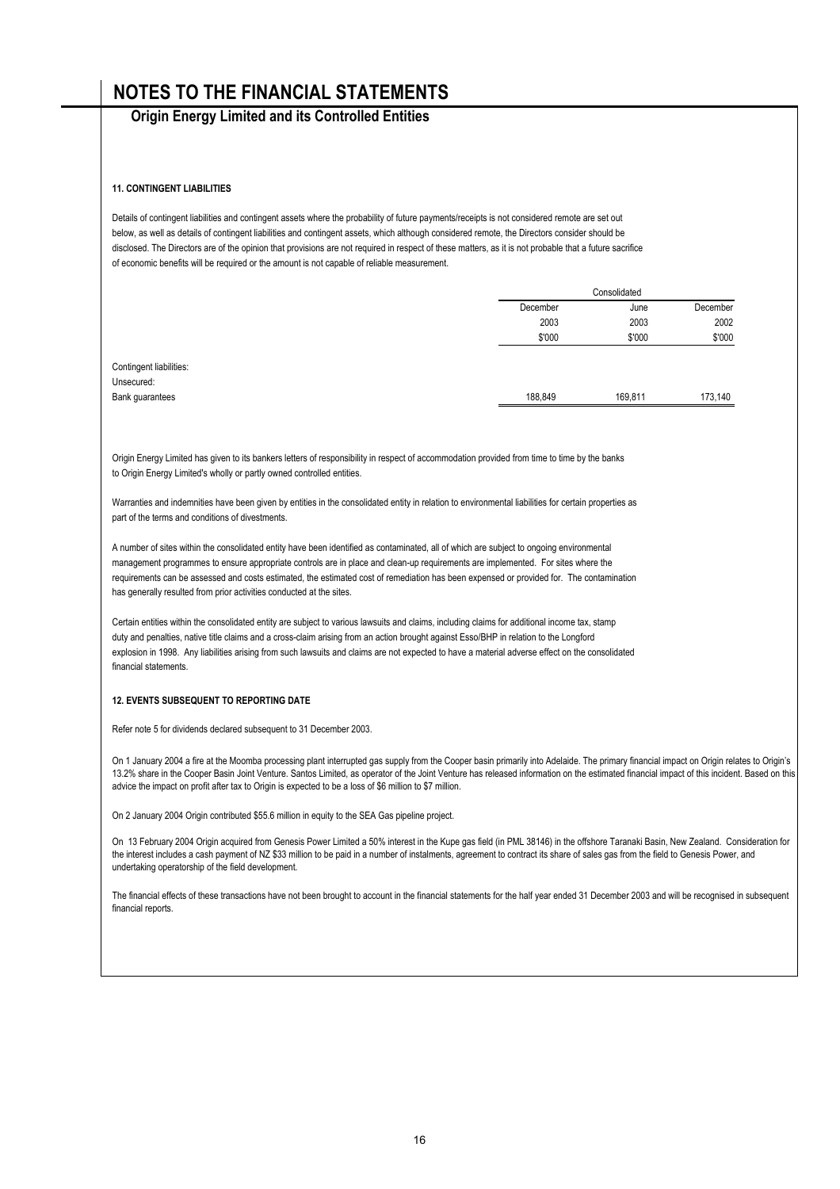# NOTES TO THE FINANCIAL STATEMENTS

## Origin Energy Limited and its Controlled Entities

### 11. CONTINGENT LIABILITIES

Details of contingent liabilities and contingent assets where the probability of future payments/receipts is not considered remote are set out below, as well as details of contingent liabilities and contingent assets, which although considered remote, the Directors consider should be disclosed. The Directors are of the opinion that provisions are not required in respect of these matters, as it is not probable that a future sacrifice of economic benefits will be required or the amount is not capable of reliable measurement.

| | Consolidated | | |
|---|---|---|---|
| | December 2003 | June 2003 | December 2002 |
| | $'000 | $'000 | $'000 |
| Contingent liabilities: | | | |
| Unsecured: | | | |
| Bank guarantees | 188,849 | 169,811 | 173,140 |

Origin Energy Limited has given to its bankers letters of responsibility in respect of accommodation provided from time to time by the banks to Origin Energy Limited's wholly or partly owned controlled entities.

Warranties and indemnities have been given by entities in the consolidated entity in relation to environmental liabilities for certain properties as part of the terms and conditions of divestments.

A number of sites within the consolidated entity have been identified as contaminated, all of which are subject to ongoing environmental management programmes to ensure appropriate controls are in place and clean-up requirements are implemented. For sites where the requirements can be assessed and costs estimated, the estimated cost of remediation has been expensed or provided for. The contamination has generally resulted from prior activities conducted at the sites.

Certain entities within the consolidated entity are subject to various lawsuits and claims, including claims for additional income tax, stamp duty and penalties, native title claims and a cross-claim arising from an action brought against Esso/BHP in relation to the Longford explosion in 1998. Any liabilities arising from such lawsuits and claims are not expected to have a material adverse effect on the consolidated financial statements.

### 12. EVENTS SUBSEQUENT TO REPORTING DATE

Refer note 5 for dividends declared subsequent to 31 December 2003.

On 1 January 2004 a fire at the Moomba processing plant interrupted gas supply from the Cooper basin primarily into Adelaide. The primary financial impact on Origin relates to Origin's 13.2% share in the Cooper Basin Joint Venture. Santos Limited, as operator of the Joint Venture has released information on the estimated financial impact of this incident. Based on this advice the impact on profit after tax to Origin is expected to be a loss of $6 million to $7 million.

On 2 January 2004 Origin contributed $55.6 million in equity to the SEA Gas pipeline project.

On 13 February 2004 Origin acquired from Genesis Power Limited a 50% interest in the Kupe gas field (in PML 38146) in the offshore Taranaki Basin, New Zealand. Consideration for the interest includes a cash payment of NZ $33 million to be paid in a number of instalments, agreement to contract its share of sales gas from the field to Genesis Power, and undertaking operatorship of the field development.

The financial effects of these transactions have not been brought to account in the financial statements for the half year ended 31 December 2003 and will be recognised in subsequent financial reports.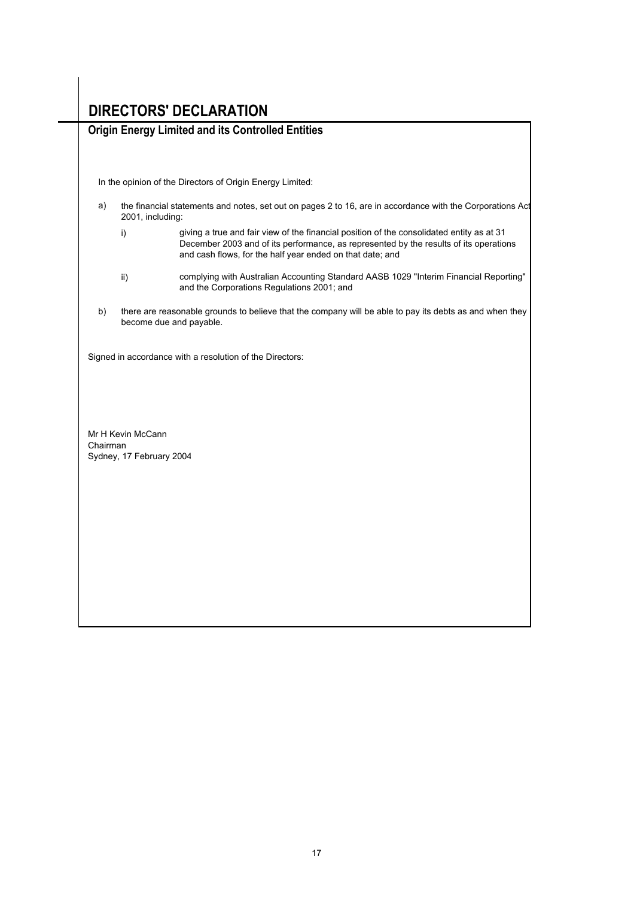# DIRECTORS' DECLARATION

## Origin Energy Limited and its Controlled Entities

In the opinion of the Directors of Origin Energy Limited:

a) the financial statements and notes, set out on pages 2 to 16, are in accordance with the Corporations Act 2001, including:

   i) giving a true and fair view of the financial position of the consolidated entity as at 31 December 2003 and of its performance, as represented by the results of its operations and cash flows, for the half year ended on that date; and

   ii) complying with Australian Accounting Standard AASB 1029 "Interim Financial Reporting" and the Corporations Regulations 2001; and

b) there are reasonable grounds to believe that the company will be able to pay its debts as and when they become due and payable.

Signed in accordance with a resolution of the Directors:

Mr H Kevin McCann
Chairman
Sydney, 17 February 2004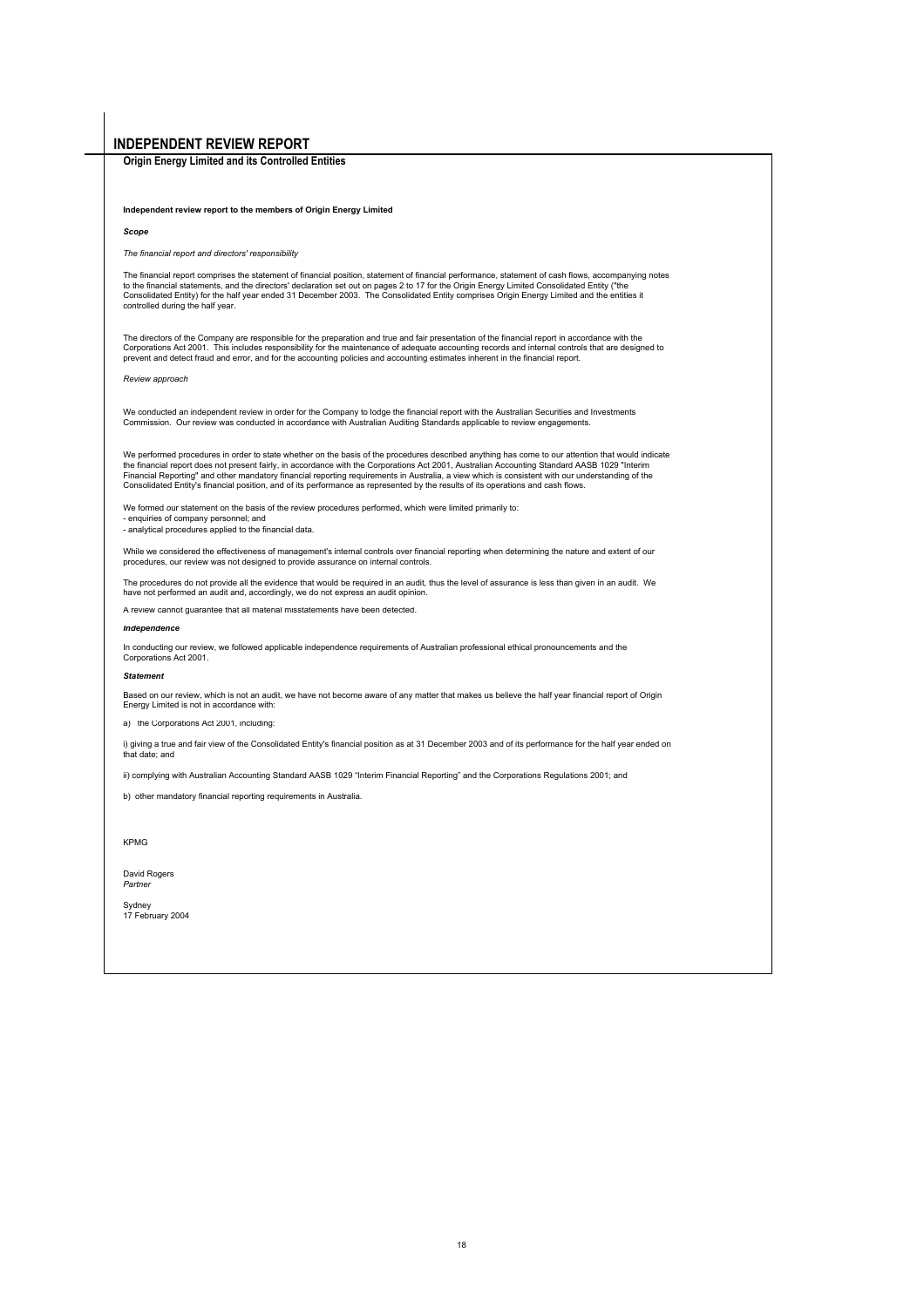# INDEPENDENT REVIEW REPORT

**Origin Energy Limited and its Controlled Entities**

**Independent review report to the members of Origin Energy Limited**

***Scope***

*The financial report and directors' responsibility*

The financial report comprises the statement of financial position, statement of financial performance, statement of cash flows, accompanying notes to the financial statements, and the directors' declaration set out on pages 2 to 17 for the Origin Energy Limited Consolidated Entity ("the Consolidated Entity) for the half year ended 31 December 2003. The Consolidated Entity comprises Origin Energy Limited and the entities it controlled during the half year.

The directors of the Company are responsible for the preparation and true and fair presentation of the financial report in accordance with the Corporations Act 2001. This includes responsibility for the maintenance of adequate accounting records and internal controls that are designed to prevent and detect fraud and error, and for the accounting policies and accounting estimates inherent in the financial report.

*Review approach*

We conducted an independent review in order for the Company to lodge the financial report with the Australian Securities and Investments Commission. Our review was conducted in accordance with Australian Auditing Standards applicable to review engagements.

We performed procedures in order to state whether on the basis of the procedures described anything has come to our attention that would indicate the financial report does not present fairly, in accordance with the Corporations Act 2001, Australian Accounting Standard AASB 1029 "Interim Financial Reporting" and other mandatory financial reporting requirements in Australia, a view which is consistent with our understanding of the Consolidated Entity's financial position, and of its performance as represented by the results of its operations and cash flows.

We formed our statement on the basis of the review procedures performed, which were limited primarily to:
- enquiries of company personnel; and
- analytical procedures applied to the financial data.

While we considered the effectiveness of management's internal controls over financial reporting when determining the nature and extent of our procedures, our review was not designed to provide assurance on internal controls.

The procedures do not provide all the evidence that would be required in an audit, thus the level of assurance is less than given in an audit. We have not performed an audit and, accordingly, we do not express an audit opinion.

A review cannot guarantee that all material misstatements have been detected.

***Independence***

In conducting our review, we followed applicable independence requirements of Australian professional ethical pronouncements and the Corporations Act 2001.

***Statement***

Based on our review, which is not an audit, we have not become aware of any matter that makes us believe the half year financial report of Origin Energy Limited is not in accordance with:

a) the Corporations Act 2001, including:

i) giving a true and fair view of the Consolidated Entity's financial position as at 31 December 2003 and of its performance for the half year ended on that date; and

ii) complying with Australian Accounting Standard AASB 1029 "Interim Financial Reporting" and the Corporations Regulations 2001; and

b) other mandatory financial reporting requirements in Australia.

KPMG

David Rogers
*Partner*

Sydney
17 February 2004